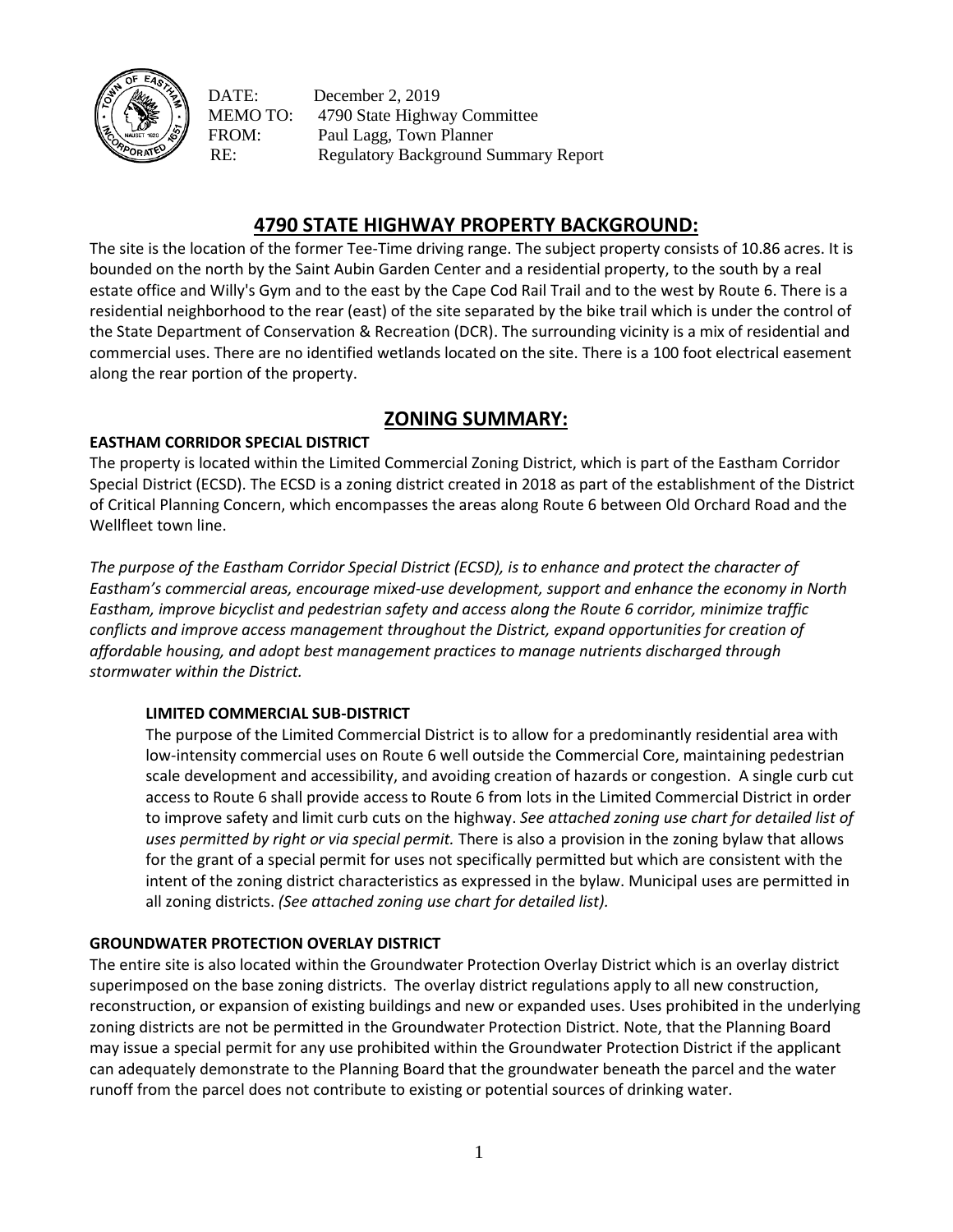DATE: December 2, 2019
MEMO TO: 4790 State Highway Committee
FROM: Paul Lagg, Town Planner
RE: Regulatory Background Summary Report

## 4790 STATE HIGHWAY PROPERTY BACKGROUND:

The site is the location of the former Tee-Time driving range. The subject property consists of 10.86 acres. It is bounded on the north by the Saint Aubin Garden Center and a residential property, to the south by a real estate office and Willy's Gym and to the east by the Cape Cod Rail Trail and to the west by Route 6. There is a residential neighborhood to the rear (east) of the site separated by the bike trail which is under the control of the State Department of Conservation & Recreation (DCR). The surrounding vicinity is a mix of residential and commercial uses. There are no identified wetlands located on the site. There is a 100 foot electrical easement along the rear portion of the property.

## ZONING SUMMARY:

### EASTHAM CORRIDOR SPECIAL DISTRICT

The property is located within the Limited Commercial Zoning District, which is part of the Eastham Corridor Special District (ECSD). The ECSD is a zoning district created in 2018 as part of the establishment of the District of Critical Planning Concern, which encompasses the areas along Route 6 between Old Orchard Road and the Wellfleet town line.

*The purpose of the Eastham Corridor Special District (ECSD), is to enhance and protect the character of Eastham's commercial areas, encourage mixed-use development, support and enhance the economy in North Eastham, improve bicyclist and pedestrian safety and access along the Route 6 corridor, minimize traffic conflicts and improve access management throughout the District, expand opportunities for creation of affordable housing, and adopt best management practices to manage nutrients discharged through stormwater within the District.*

#### LIMITED COMMERCIAL SUB-DISTRICT

The purpose of the Limited Commercial District is to allow for a predominantly residential area with low-intensity commercial uses on Route 6 well outside the Commercial Core, maintaining pedestrian scale development and accessibility, and avoiding creation of hazards or congestion. A single curb cut access to Route 6 shall provide access to Route 6 from lots in the Limited Commercial District in order to improve safety and limit curb cuts on the highway. *See attached zoning use chart for detailed list of uses permitted by right or via special permit.* There is also a provision in the zoning bylaw that allows for the grant of a special permit for uses not specifically permitted but which are consistent with the intent of the zoning district characteristics as expressed in the bylaw. Municipal uses are permitted in all zoning districts. *(See attached zoning use chart for detailed list).*

### GROUNDWATER PROTECTION OVERLAY DISTRICT

The entire site is also located within the Groundwater Protection Overlay District which is an overlay district superimposed on the base zoning districts. The overlay district regulations apply to all new construction, reconstruction, or expansion of existing buildings and new or expanded uses. Uses prohibited in the underlying zoning districts are not be permitted in the Groundwater Protection District. Note, that the Planning Board may issue a special permit for any use prohibited within the Groundwater Protection District if the applicant can adequately demonstrate to the Planning Board that the groundwater beneath the parcel and the water runoff from the parcel does not contribute to existing or potential sources of drinking water.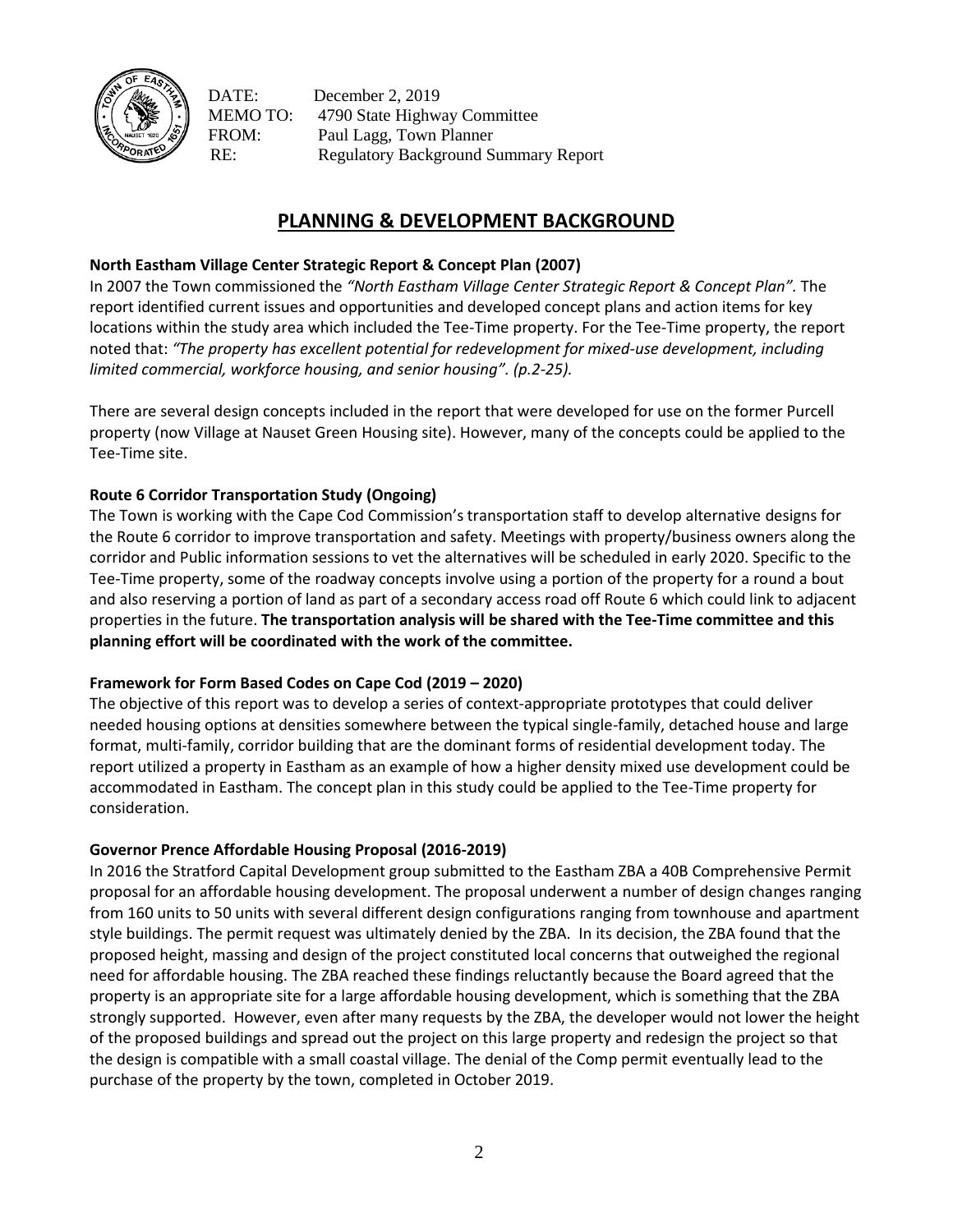DATE: December 2, 2019
MEMO TO: 4790 State Highway Committee
FROM: Paul Lagg, Town Planner
RE: Regulatory Background Summary Report

## PLANNING & DEVELOPMENT BACKGROUND

**North Eastham Village Center Strategic Report & Concept Plan (2007)**

In 2007 the Town commissioned the *"North Eastham Village Center Strategic Report & Concept Plan".* The report identified current issues and opportunities and developed concept plans and action items for key locations within the study area which included the Tee-Time property. For the Tee-Time property, the report noted that: *"The property has excellent potential for redevelopment for mixed-use development, including limited commercial, workforce housing, and senior housing". (p.2-25).*

There are several design concepts included in the report that were developed for use on the former Purcell property (now Village at Nauset Green Housing site). However, many of the concepts could be applied to the Tee-Time site.

**Route 6 Corridor Transportation Study (Ongoing)**

The Town is working with the Cape Cod Commission's transportation staff to develop alternative designs for the Route 6 corridor to improve transportation and safety. Meetings with property/business owners along the corridor and Public information sessions to vet the alternatives will be scheduled in early 2020. Specific to the Tee-Time property, some of the roadway concepts involve using a portion of the property for a round a bout and also reserving a portion of land as part of a secondary access road off Route 6 which could link to adjacent properties in the future. **The transportation analysis will be shared with the Tee-Time committee and this planning effort will be coordinated with the work of the committee.**

**Framework for Form Based Codes on Cape Cod (2019 – 2020)**

The objective of this report was to develop a series of context-appropriate prototypes that could deliver needed housing options at densities somewhere between the typical single-family, detached house and large format, multi-family, corridor building that are the dominant forms of residential development today. The report utilized a property in Eastham as an example of how a higher density mixed use development could be accommodated in Eastham. The concept plan in this study could be applied to the Tee-Time property for consideration.

**Governor Prence Affordable Housing Proposal (2016-2019)**

In 2016 the Stratford Capital Development group submitted to the Eastham ZBA a 40B Comprehensive Permit proposal for an affordable housing development. The proposal underwent a number of design changes ranging from 160 units to 50 units with several different design configurations ranging from townhouse and apartment style buildings. The permit request was ultimately denied by the ZBA. In its decision, the ZBA found that the proposed height, massing and design of the project constituted local concerns that outweighed the regional need for affordable housing. The ZBA reached these findings reluctantly because the Board agreed that the property is an appropriate site for a large affordable housing development, which is something that the ZBA strongly supported. However, even after many requests by the ZBA, the developer would not lower the height of the proposed buildings and spread out the project on this large property and redesign the project so that the design is compatible with a small coastal village. The denial of the Comp permit eventually lead to the purchase of the property by the town, completed in October 2019.